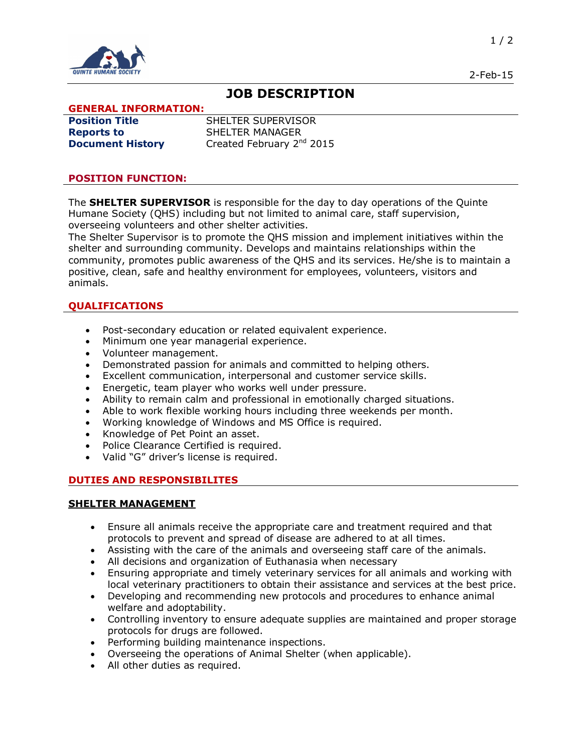QUINTE HUMANE SOCIETY

2-Feb-15

# JOB DESCRIPTION

## GENERAL INFORMATION:

| | |
|---|---|
| **Position Title** | SHELTER SUPERVISOR |
| **Reports to** | SHELTER MANAGER |
| **Document History** | Created February 2nd 2015 |

## POSITION FUNCTION:

The **SHELTER SUPERVISOR** is responsible for the day to day operations of the Quinte Humane Society (QHS) including but not limited to animal care, staff supervision, overseeing volunteers and other shelter activities.

The Shelter Supervisor is to promote the QHS mission and implement initiatives within the shelter and surrounding community. Develops and maintains relationships within the community, promotes public awareness of the QHS and its services. He/she is to maintain a positive, clean, safe and healthy environment for employees, volunteers, visitors and animals.

## QUALIFICATIONS

- Post-secondary education or related equivalent experience.
- Minimum one year managerial experience.
- Volunteer management.
- Demonstrated passion for animals and committed to helping others.
- Excellent communication, interpersonal and customer service skills.
- Energetic, team player who works well under pressure.
- Ability to remain calm and professional in emotionally charged situations.
- Able to work flexible working hours including three weekends per month.
- Working knowledge of Windows and MS Office is required.
- Knowledge of Pet Point an asset.
- Police Clearance Certified is required.
- Valid “G” driver’s license is required.

## DUTIES AND RESPONSIBILITES

### SHELTER MANAGEMENT

- Ensure all animals receive the appropriate care and treatment required and that protocols to prevent and spread of disease are adhered to at all times.
- Assisting with the care of the animals and overseeing staff care of the animals.
- All decisions and organization of Euthanasia when necessary
- Ensuring appropriate and timely veterinary services for all animals and working with local veterinary practitioners to obtain their assistance and services at the best price.
- Developing and recommending new protocols and procedures to enhance animal welfare and adoptability.
- Controlling inventory to ensure adequate supplies are maintained and proper storage protocols for drugs are followed.
- Performing building maintenance inspections.
- Overseeing the operations of Animal Shelter (when applicable).
- All other duties as required.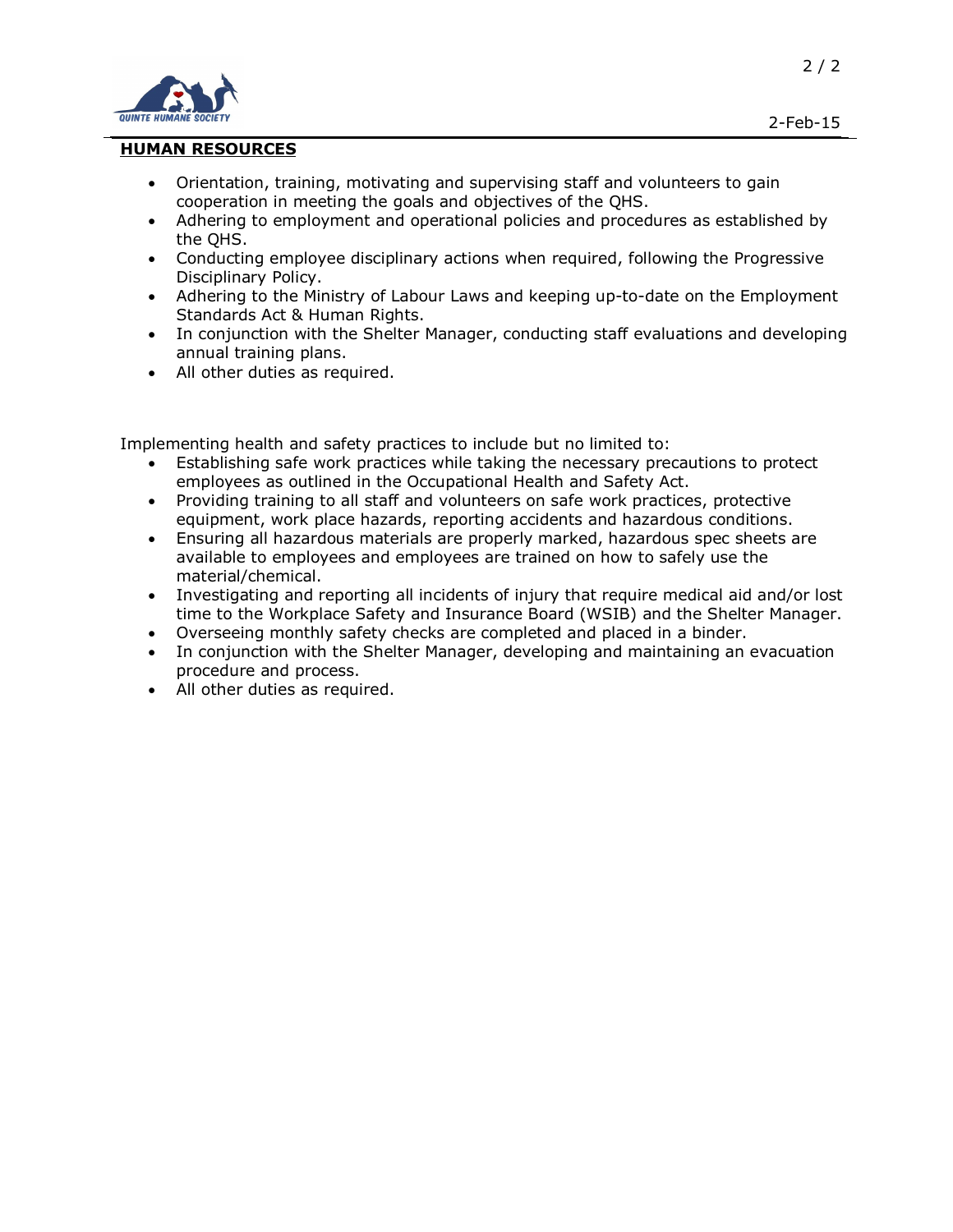## HUMAN RESOURCES

- Orientation, training, motivating and supervising staff and volunteers to gain cooperation in meeting the goals and objectives of the QHS.
- Adhering to employment and operational policies and procedures as established by the QHS.
- Conducting employee disciplinary actions when required, following the Progressive Disciplinary Policy.
- Adhering to the Ministry of Labour Laws and keeping up-to-date on the Employment Standards Act & Human Rights.
- In conjunction with the Shelter Manager, conducting staff evaluations and developing annual training plans.
- All other duties as required.

Implementing health and safety practices to include but no limited to:

- Establishing safe work practices while taking the necessary precautions to protect employees as outlined in the Occupational Health and Safety Act.
- Providing training to all staff and volunteers on safe work practices, protective equipment, work place hazards, reporting accidents and hazardous conditions.
- Ensuring all hazardous materials are properly marked, hazardous spec sheets are available to employees and employees are trained on how to safely use the material/chemical.
- Investigating and reporting all incidents of injury that require medical aid and/or lost time to the Workplace Safety and Insurance Board (WSIB) and the Shelter Manager.
- Overseeing monthly safety checks are completed and placed in a binder.
- In conjunction with the Shelter Manager, developing and maintaining an evacuation procedure and process.
- All other duties as required.